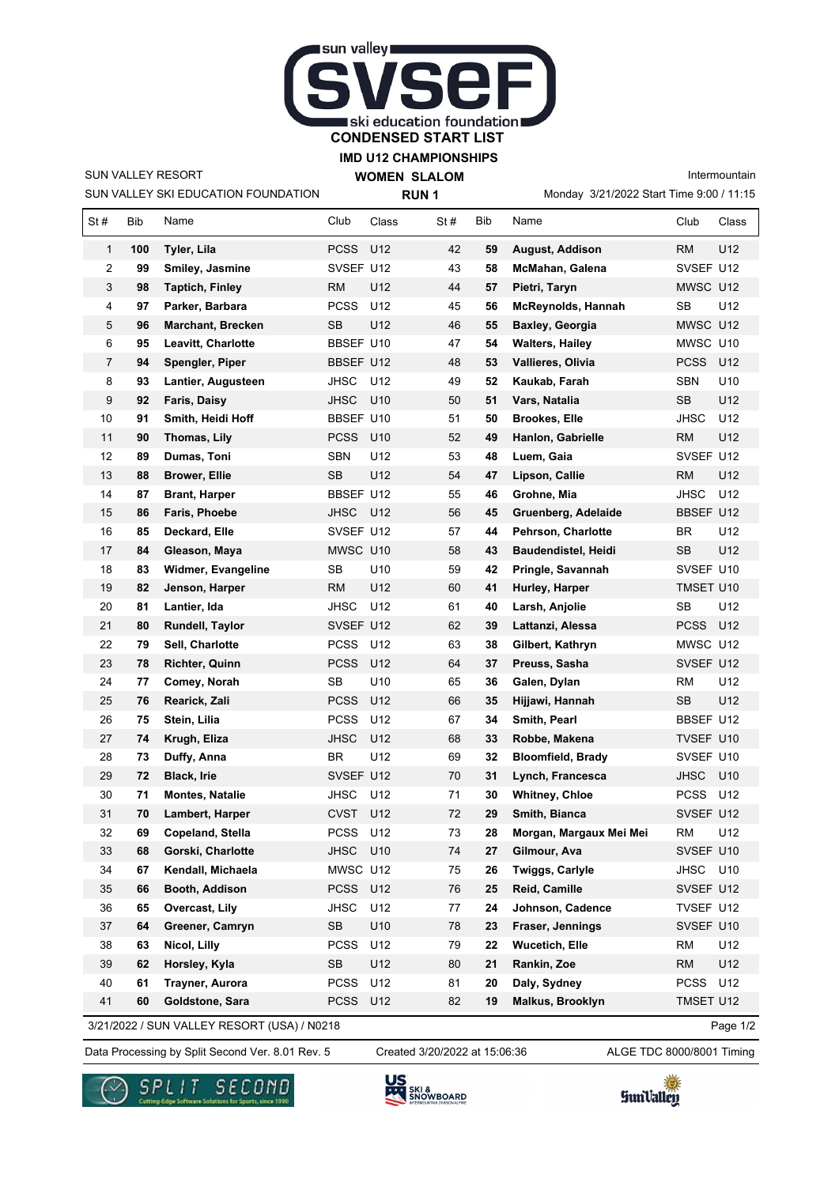# CONDENSED START LIST

## IMD U12 CHAMPIONSHIPS

SUN VALLEY RESORT

SUN VALLEY SKI EDUCATION FOUNDATION

**WOMEN SLALOM**

**RUN 1**

Intermountain

Monday 3/21/2022 Start Time 9:00 / 11:15

| St # | Bib | Name | Club | Class | St # | Bib | Name | Club | Class |
|---|---|---|---|---|---|---|---|---|---|
| 1 | **100** | **Tyler, Lila** | PCSS | U12 | 42 | **59** | **August, Addison** | RM | U12 |
| 2 | **99** | **Smiley, Jasmine** | SVSEF | U12 | 43 | **58** | **McMahan, Galena** | SVSEF | U12 |
| 3 | **98** | **Taptich, Finley** | RM | U12 | 44 | **57** | **Pietri, Taryn** | MWSC | U12 |
| 4 | **97** | **Parker, Barbara** | PCSS | U12 | 45 | **56** | **McReynolds, Hannah** | SB | U12 |
| 5 | **96** | **Marchant, Brecken** | SB | U12 | 46 | **55** | **Baxley, Georgia** | MWSC | U12 |
| 6 | **95** | **Leavitt, Charlotte** | BBSEF | U10 | 47 | **54** | **Walters, Hailey** | MWSC | U10 |
| 7 | **94** | **Spengler, Piper** | BBSEF | U12 | 48 | **53** | **Vallieres, Olivia** | PCSS | U12 |
| 8 | **93** | **Lantier, Augusteen** | JHSC | U12 | 49 | **52** | **Kaukab, Farah** | SBN | U10 |
| 9 | **92** | **Faris, Daisy** | JHSC | U10 | 50 | **51** | **Vars, Natalia** | SB | U12 |
| 10 | **91** | **Smith, Heidi Hoff** | BBSEF | U10 | 51 | **50** | **Brookes, Elle** | JHSC | U12 |
| 11 | **90** | **Thomas, Lily** | PCSS | U10 | 52 | **49** | **Hanlon, Gabrielle** | RM | U12 |
| 12 | **89** | **Dumas, Toni** | SBN | U12 | 53 | **48** | **Luem, Gaia** | SVSEF | U12 |
| 13 | **88** | **Brower, Ellie** | SB | U12 | 54 | **47** | **Lipson, Callie** | RM | U12 |
| 14 | **87** | **Brant, Harper** | BBSEF | U12 | 55 | **46** | **Grohne, Mia** | JHSC | U12 |
| 15 | **86** | **Faris, Phoebe** | JHSC | U12 | 56 | **45** | **Gruenberg, Adelaide** | BBSEF | U12 |
| 16 | **85** | **Deckard, Elle** | SVSEF | U12 | 57 | **44** | **Pehrson, Charlotte** | BR | U12 |
| 17 | **84** | **Gleason, Maya** | MWSC | U10 | 58 | **43** | **Baudendistel, Heidi** | SB | U12 |
| 18 | **83** | **Widmer, Evangeline** | SB | U10 | 59 | **42** | **Pringle, Savannah** | SVSEF | U10 |
| 19 | **82** | **Jenson, Harper** | RM | U12 | 60 | **41** | **Hurley, Harper** | TMSET | U10 |
| 20 | **81** | **Lantier, Ida** | JHSC | U12 | 61 | **40** | **Larsh, Anjolie** | SB | U12 |
| 21 | **80** | **Rundell, Taylor** | SVSEF | U12 | 62 | **39** | **Lattanzi, Alessa** | PCSS | U12 |
| 22 | **79** | **Sell, Charlotte** | PCSS | U12 | 63 | **38** | **Gilbert, Kathryn** | MWSC | U12 |
| 23 | **78** | **Richter, Quinn** | PCSS | U12 | 64 | **37** | **Preuss, Sasha** | SVSEF | U12 |
| 24 | **77** | **Comey, Norah** | SB | U10 | 65 | **36** | **Galen, Dylan** | RM | U12 |
| 25 | **76** | **Rearick, Zali** | PCSS | U12 | 66 | **35** | **Hijjawi, Hannah** | SB | U12 |
| 26 | **75** | **Stein, Lilia** | PCSS | U12 | 67 | **34** | **Smith, Pearl** | BBSEF | U12 |
| 27 | **74** | **Krugh, Eliza** | JHSC | U12 | 68 | **33** | **Robbe, Makena** | TVSEF | U10 |
| 28 | **73** | **Duffy, Anna** | BR | U12 | 69 | **32** | **Bloomfield, Brady** | SVSEF | U10 |
| 29 | **72** | **Black, Irie** | SVSEF | U12 | 70 | **31** | **Lynch, Francesca** | JHSC | U10 |
| 30 | **71** | **Montes, Natalie** | JHSC | U12 | 71 | **30** | **Whitney, Chloe** | PCSS | U12 |
| 31 | **70** | **Lambert, Harper** | CVST | U12 | 72 | **29** | **Smith, Bianca** | SVSEF | U12 |
| 32 | **69** | **Copeland, Stella** | PCSS | U12 | 73 | **28** | **Morgan, Margaux Mei Mei** | RM | U12 |
| 33 | **68** | **Gorski, Charlotte** | JHSC | U10 | 74 | **27** | **Gilmour, Ava** | SVSEF | U10 |
| 34 | **67** | **Kendall, Michaela** | MWSC | U12 | 75 | **26** | **Twiggs, Carlyle** | JHSC | U10 |
| 35 | **66** | **Booth, Addison** | PCSS | U12 | 76 | **25** | **Reid, Camille** | SVSEF | U12 |
| 36 | **65** | **Overcast, Lily** | JHSC | U12 | 77 | **24** | **Johnson, Cadence** | TVSEF | U12 |
| 37 | **64** | **Greener, Camryn** | SB | U10 | 78 | **23** | **Fraser, Jennings** | SVSEF | U10 |
| 38 | **63** | **Nicol, Lilly** | PCSS | U12 | 79 | **22** | **Wucetich, Elle** | RM | U12 |
| 39 | **62** | **Horsley, Kyla** | SB | U12 | 80 | **21** | **Rankin, Zoe** | RM | U12 |
| 40 | **61** | **Trayner, Aurora** | PCSS | U12 | 81 | **20** | **Daly, Sydney** | PCSS | U12 |
| 41 | **60** | **Goldstone, Sara** | PCSS | U12 | 82 | **19** | **Malkus, Brooklyn** | TMSET | U12 |

3/21/2022 / SUN VALLEY RESORT (USA) / N0218

Data Processing by Split Second Ver. 8.01 Rev. 5 — Created 3/20/2022 at 15:06:36 — ALGE TDC 8000/8001 Timing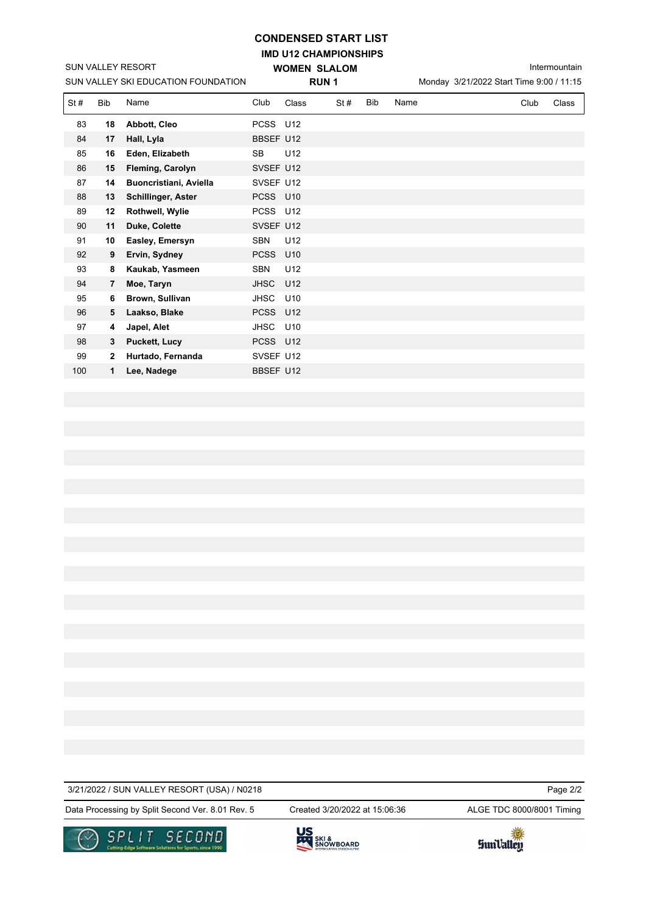# CONDENSED START LIST

## IMD U12 CHAMPIONSHIPS

SUN VALLEY RESORT

SUN VALLEY SKI EDUCATION FOUNDATION

**WOMEN SLALOM**

**RUN 1**

Intermountain

Monday 3/21/2022 Start Time 9:00 / 11:15

| St # | Bib | Name | Club | Class | St # | Bib | Name | Club | Class |
|---|---|---|---|---|---|---|---|---|---|
| 83 | **18** | **Abbott, Cleo** | PCSS | U12 | | | | | |
| 84 | **17** | **Hall, Lyla** | BBSEF | U12 | | | | | |
| 85 | **16** | **Eden, Elizabeth** | SB | U12 | | | | | |
| 86 | **15** | **Fleming, Carolyn** | SVSEF | U12 | | | | | |
| 87 | **14** | **Buoncristiani, Aviella** | SVSEF | U12 | | | | | |
| 88 | **13** | **Schillinger, Aster** | PCSS | U10 | | | | | |
| 89 | **12** | **Rothwell, Wylie** | PCSS | U12 | | | | | |
| 90 | **11** | **Duke, Colette** | SVSEF | U12 | | | | | |
| 91 | **10** | **Easley, Emersyn** | SBN | U12 | | | | | |
| 92 | **9** | **Ervin, Sydney** | PCSS | U10 | | | | | |
| 93 | **8** | **Kaukab, Yasmeen** | SBN | U12 | | | | | |
| 94 | **7** | **Moe, Taryn** | JHSC | U12 | | | | | |
| 95 | **6** | **Brown, Sullivan** | JHSC | U10 | | | | | |
| 96 | **5** | **Laakso, Blake** | PCSS | U12 | | | | | |
| 97 | **4** | **Japel, Alet** | JHSC | U10 | | | | | |
| 98 | **3** | **Puckett, Lucy** | PCSS | U12 | | | | | |
| 99 | **2** | **Hurtado, Fernanda** | SVSEF | U12 | | | | | |
| 100 | **1** | **Lee, Nadege** | BBSEF | U12 | | | | | |

3/21/2022 / SUN VALLEY RESORT (USA) / N0218

Data Processing by Split Second Ver. 8.01 Rev. 5 | Created 3/20/2022 at 15:06:36 | ALGE TDC 8000/8001 Timing